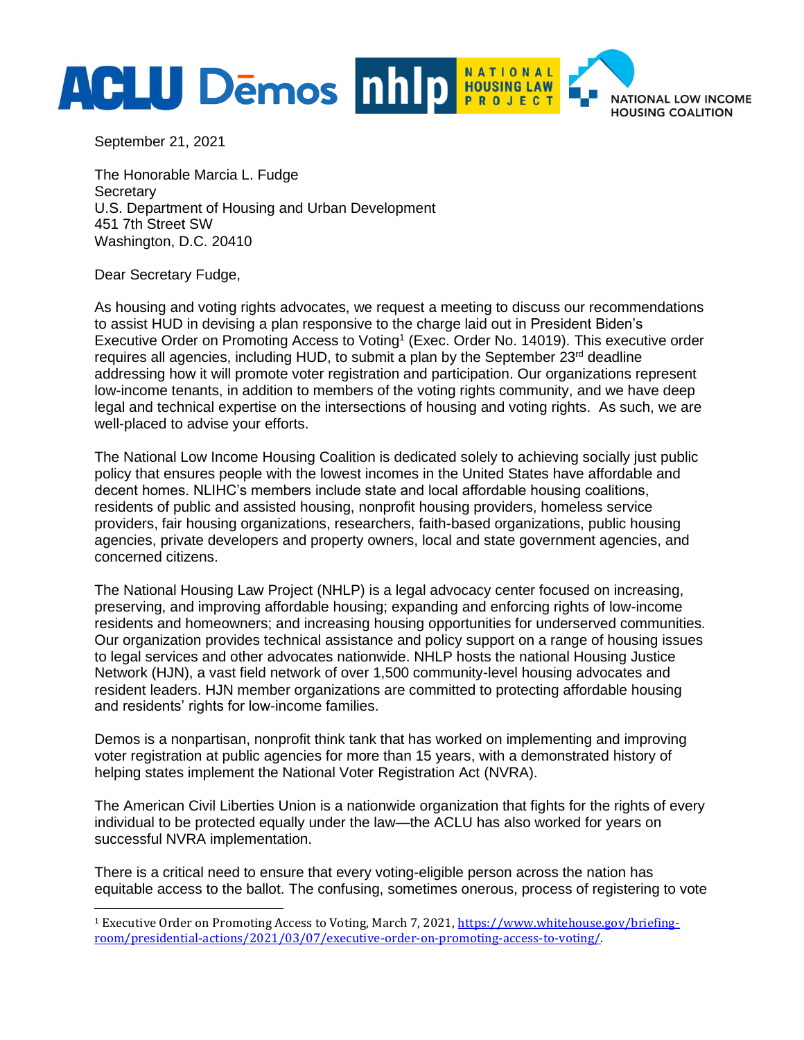ACLU Dēmos nhlp NATIONAL HOUSING LAW PROJECT NATIONAL LOW INCOME HOUSING COALITION

September 21, 2021

The Honorable Marcia L. Fudge
Secretary
U.S. Department of Housing and Urban Development
451 7th Street SW
Washington, D.C. 20410

Dear Secretary Fudge,

As housing and voting rights advocates, we request a meeting to discuss our recommendations to assist HUD in devising a plan responsive to the charge laid out in President Biden's Executive Order on Promoting Access to Voting[1] (Exec. Order No. 14019). This executive order requires all agencies, including HUD, to submit a plan by the September 23rd deadline addressing how it will promote voter registration and participation. Our organizations represent low-income tenants, in addition to members of the voting rights community, and we have deep legal and technical expertise on the intersections of housing and voting rights. As such, we are well-placed to advise your efforts.

The National Low Income Housing Coalition is dedicated solely to achieving socially just public policy that ensures people with the lowest incomes in the United States have affordable and decent homes. NLIHC's members include state and local affordable housing coalitions, residents of public and assisted housing, nonprofit housing providers, homeless service providers, fair housing organizations, researchers, faith-based organizations, public housing agencies, private developers and property owners, local and state government agencies, and concerned citizens.

The National Housing Law Project (NHLP) is a legal advocacy center focused on increasing, preserving, and improving affordable housing; expanding and enforcing rights of low-income residents and homeowners; and increasing housing opportunities for underserved communities. Our organization provides technical assistance and policy support on a range of housing issues to legal services and other advocates nationwide. NHLP hosts the national Housing Justice Network (HJN), a vast field network of over 1,500 community-level housing advocates and resident leaders. HJN member organizations are committed to protecting affordable housing and residents' rights for low-income families.

Demos is a nonpartisan, nonprofit think tank that has worked on implementing and improving voter registration at public agencies for more than 15 years, with a demonstrated history of helping states implement the National Voter Registration Act (NVRA).

The American Civil Liberties Union is a nationwide organization that fights for the rights of every individual to be protected equally under the law—the ACLU has also worked for years on successful NVRA implementation.

There is a critical need to ensure that every voting-eligible person across the nation has equitable access to the ballot. The confusing, sometimes onerous, process of registering to vote

[1] Executive Order on Promoting Access to Voting, March 7, 2021, https://www.whitehouse.gov/briefing-room/presidential-actions/2021/03/07/executive-order-on-promoting-access-to-voting/.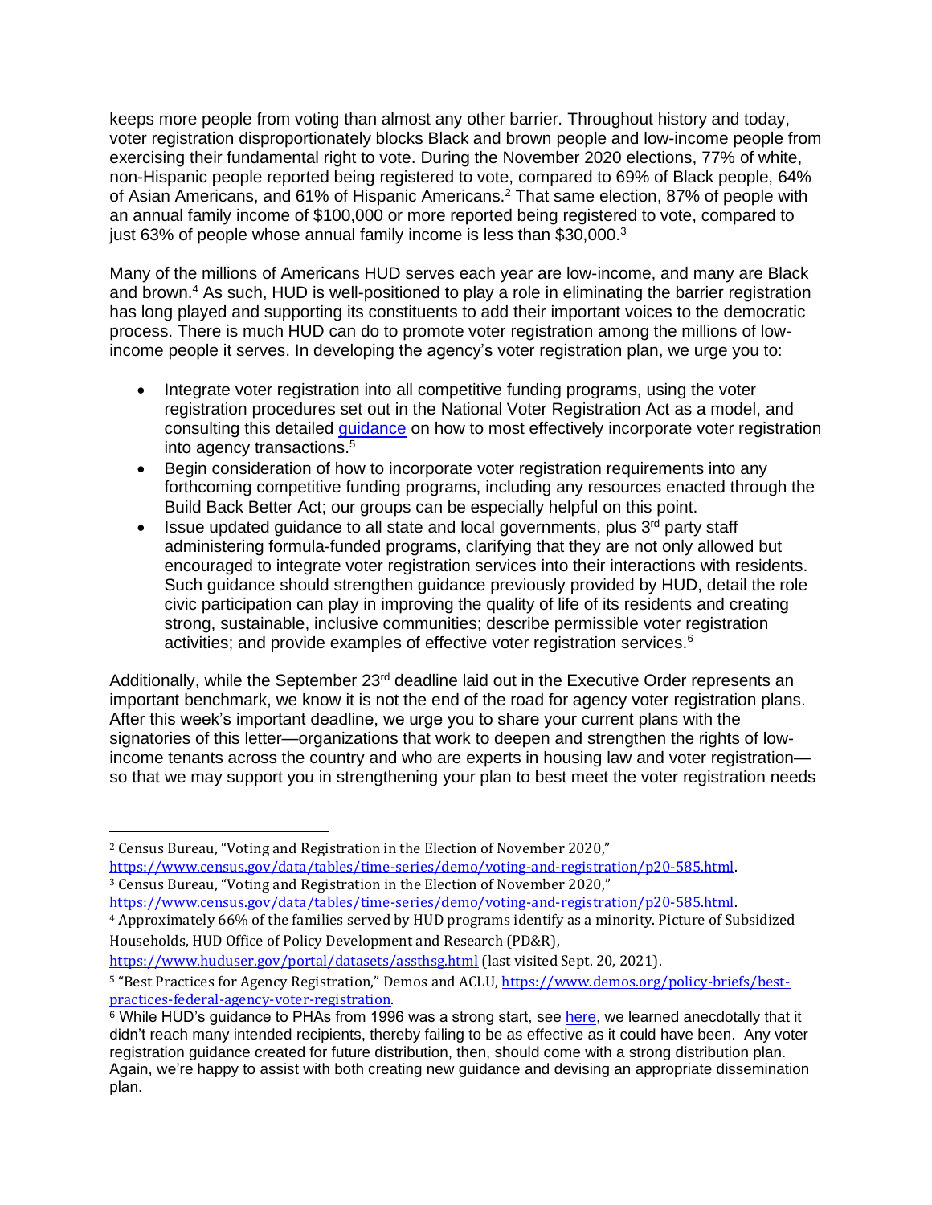keeps more people from voting than almost any other barrier. Throughout history and today, voter registration disproportionately blocks Black and brown people and low-income people from exercising their fundamental right to vote. During the November 2020 elections, 77% of white, non-Hispanic people reported being registered to vote, compared to 69% of Black people, 64% of Asian Americans, and 61% of Hispanic Americans.[2] That same election, 87% of people with an annual family income of $100,000 or more reported being registered to vote, compared to just 63% of people whose annual family income is less than $30,000.[3]

Many of the millions of Americans HUD serves each year are low-income, and many are Black and brown.[4] As such, HUD is well-positioned to play a role in eliminating the barrier registration has long played and supporting its constituents to add their important voices to the democratic process. There is much HUD can do to promote voter registration among the millions of low-income people it serves. In developing the agency's voter registration plan, we urge you to:

- Integrate voter registration into all competitive funding programs, using the voter registration procedures set out in the National Voter Registration Act as a model, and consulting this detailed guidance on how to most effectively incorporate voter registration into agency transactions.[5]
- Begin consideration of how to incorporate voter registration requirements into any forthcoming competitive funding programs, including any resources enacted through the Build Back Better Act; our groups can be especially helpful on this point.
- Issue updated guidance to all state and local governments, plus 3rd party staff administering formula-funded programs, clarifying that they are not only allowed but encouraged to integrate voter registration services into their interactions with residents. Such guidance should strengthen guidance previously provided by HUD, detail the role civic participation can play in improving the quality of life of its residents and creating strong, sustainable, inclusive communities; describe permissible voter registration activities; and provide examples of effective voter registration services.[6]

Additionally, while the September 23rd deadline laid out in the Executive Order represents an important benchmark, we know it is not the end of the road for agency voter registration plans. After this week's important deadline, we urge you to share your current plans with the signatories of this letter—organizations that work to deepen and strengthen the rights of low-income tenants across the country and who are experts in housing law and voter registration—so that we may support you in strengthening your plan to best meet the voter registration needs

---

[2] Census Bureau, "Voting and Registration in the Election of November 2020," https://www.census.gov/data/tables/time-series/demo/voting-and-registration/p20-585.html.

[3] Census Bureau, "Voting and Registration in the Election of November 2020," https://www.census.gov/data/tables/time-series/demo/voting-and-registration/p20-585.html.

[4] Approximately 66% of the families served by HUD programs identify as a minority. Picture of Subsidized Households, HUD Office of Policy Development and Research (PD&R), https://www.huduser.gov/portal/datasets/assthsg.html (last visited Sept. 20, 2021).

[5] "Best Practices for Agency Registration," Demos and ACLU, https://www.demos.org/policy-briefs/best-practices-federal-agency-voter-registration.

[6] While HUD's guidance to PHAs from 1996 was a strong start, see here, we learned anecdotally that it didn't reach many intended recipients, thereby failing to be as effective as it could have been. Any voter registration guidance created for future distribution, then, should come with a strong distribution plan. Again, we're happy to assist with both creating new guidance and devising an appropriate dissemination plan.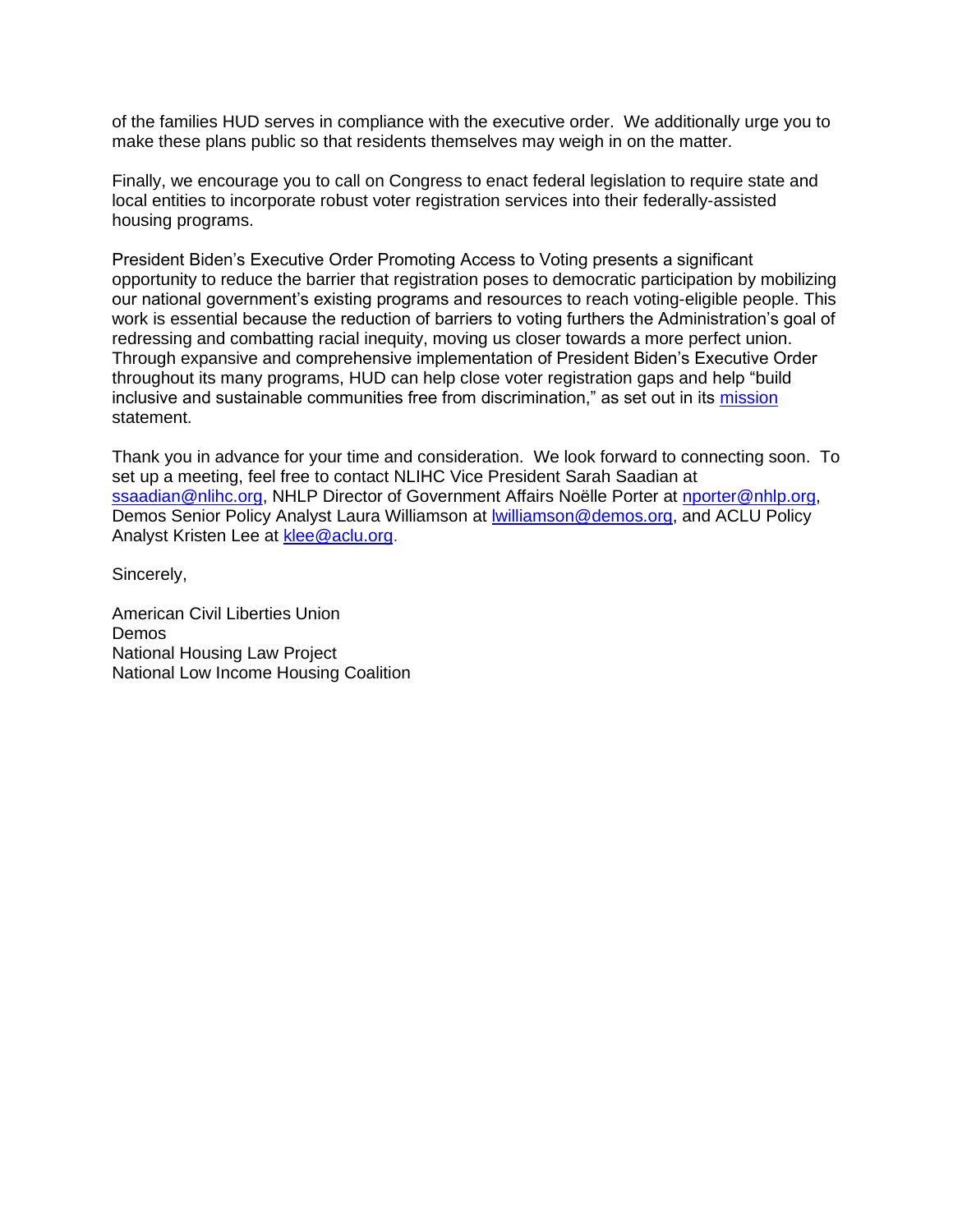of the families HUD serves in compliance with the executive order. We additionally urge you to make these plans public so that residents themselves may weigh in on the matter.

Finally, we encourage you to call on Congress to enact federal legislation to require state and local entities to incorporate robust voter registration services into their federally-assisted housing programs.

President Biden's Executive Order Promoting Access to Voting presents a significant opportunity to reduce the barrier that registration poses to democratic participation by mobilizing our national government's existing programs and resources to reach voting-eligible people. This work is essential because the reduction of barriers to voting furthers the Administration's goal of redressing and combatting racial inequity, moving us closer towards a more perfect union. Through expansive and comprehensive implementation of President Biden's Executive Order throughout its many programs, HUD can help close voter registration gaps and help "build inclusive and sustainable communities free from discrimination," as set out in its mission statement.

Thank you in advance for your time and consideration. We look forward to connecting soon. To set up a meeting, feel free to contact NLIHC Vice President Sarah Saadian at ssaadian@nlihc.org, NHLP Director of Government Affairs Noëlle Porter at nporter@nhlp.org, Demos Senior Policy Analyst Laura Williamson at lwilliamson@demos.org, and ACLU Policy Analyst Kristen Lee at klee@aclu.org.

Sincerely,

American Civil Liberties Union
Demos
National Housing Law Project
National Low Income Housing Coalition